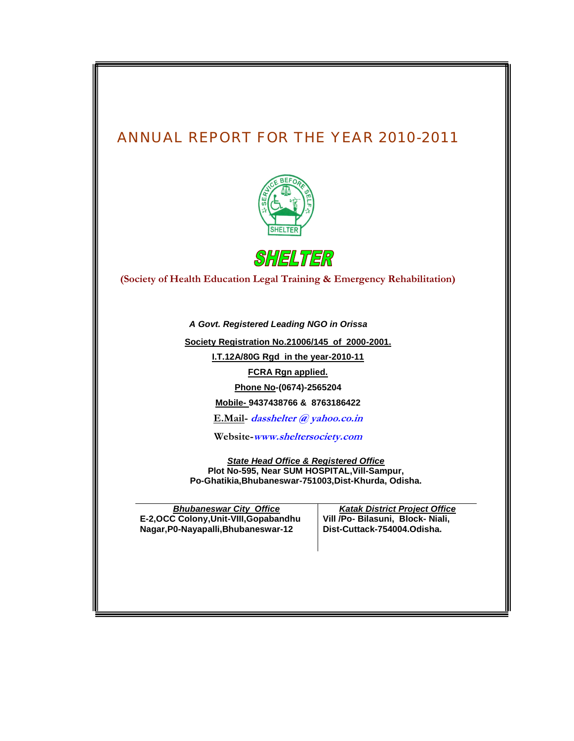# ANNUAL REPORT FOR THE YEAR 2010-2011

## SHELTER

**(Society of Health Education Legal Training & Emergency Rehabilitation)**

***A Govt. Registered Leading NGO in Orissa***

**Society Registration No.21006/145 of 2000-2001.**

**I.T.12A/80G Rgd in the year-2010-11**

**FCRA Rgn applied.**

**Phone No-(0674)-2565204**

**Mobile- 9437438766 & 8763186422**

**E.Mail-** ***dasshelter @ yahoo.co.in***

**Website-*www.sheltersociety.com***

***State Head Office & Registered Office***
**Plot No-595, Near SUM HOSPITAL,Vill-Sampur,**
**Po-Ghatikia,Bhubaneswar-751003,Dist-Khurda, Odisha.**

| ***Bhubaneswar City Office*** | ***Katak District Project Office*** |
|---|---|
| **E-2,OCC Colony,Unit-VIII,Gopabandhu Nagar,P0-Nayapalli,Bhubaneswar-12** | **Vill /Po- Bilasuni, Block- Niali, Dist-Cuttack-754004.Odisha.** |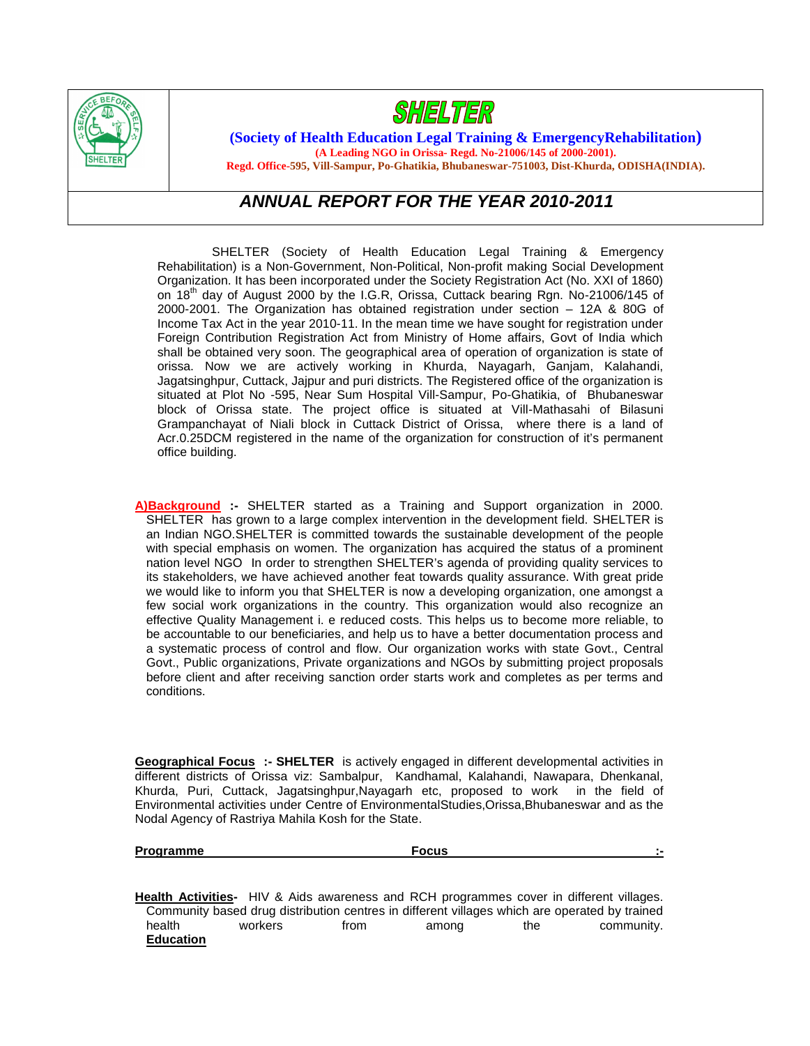# SHELTER

**(Society of Health Education Legal Training & EmergencyRehabilitation)**

**(A Leading NGO in Orissa- Regd. No-21006/145 of 2000-2001).**

**Regd. Office-595, Vill-Sampur, Po-Ghatikia, Bhubaneswar-751003, Dist-Khurda, ODISHA(INDIA).**

## *ANNUAL REPORT FOR THE YEAR 2010-2011*

SHELTER (Society of Health Education Legal Training & Emergency Rehabilitation) is a Non-Government, Non-Political, Non-profit making Social Development Organization. It has been incorporated under the Society Registration Act (No. XXI of 1860) on 18th day of August 2000 by the I.G.R, Orissa, Cuttack bearing Rgn. No-21006/145 of 2000-2001. The Organization has obtained registration under section – 12A & 80G of Income Tax Act in the year 2010-11. In the mean time we have sought for registration under Foreign Contribution Registration Act from Ministry of Home affairs, Govt of India which shall be obtained very soon. The geographical area of operation of organization is state of orissa. Now we are actively working in Khurda, Nayagarh, Ganjam, Kalahandi, Jagatsinghpur, Cuttack, Jajpur and puri districts. The Registered office of the organization is situated at Plot No -595, Near Sum Hospital Vill-Sampur, Po-Ghatikia, of Bhubaneswar block of Orissa state. The project office is situated at Vill-Mathasahi of Bilasuni Grampanchayat of Niali block in Cuttack District of Orissa, where there is a land of Acr.0.25DCM registered in the name of the organization for construction of it's permanent office building.

**A)Background :-** SHELTER started as a Training and Support organization in 2000. SHELTER has grown to a large complex intervention in the development field. SHELTER is an Indian NGO.SHELTER is committed towards the sustainable development of the people with special emphasis on women. The organization has acquired the status of a prominent nation level NGO In order to strengthen SHELTER's agenda of providing quality services to its stakeholders, we have achieved another feat towards quality assurance. With great pride we would like to inform you that SHELTER is now a developing organization, one amongst a few social work organizations in the country. This organization would also recognize an effective Quality Management i. e reduced costs. This helps us to become more reliable, to be accountable to our beneficiaries, and help us to have a better documentation process and a systematic process of control and flow. Our organization works with state Govt., Central Govt., Public organizations, Private organizations and NGOs by submitting project proposals before client and after receiving sanction order starts work and completes as per terms and conditions.

**Geographical Focus :- SHELTER** is actively engaged in different developmental activities in different districts of Orissa viz: Sambalpur, Kandhamal, Kalahandi, Nawapara, Dhenkanal, Khurda, Puri, Cuttack, Jagatsinghpur,Nayagarh etc, proposed to work in the field of Environmental activities under Centre of EnvironmentalStudies,Orissa,Bhubaneswar and as the Nodal Agency of Rastriya Mahila Kosh for the State.

**Programme Focus :-**

**Health Activities-** HIV & Aids awareness and RCH programmes cover in different villages. Community based drug distribution centres in different villages which are operated by trained health workers from among the community.

**Education**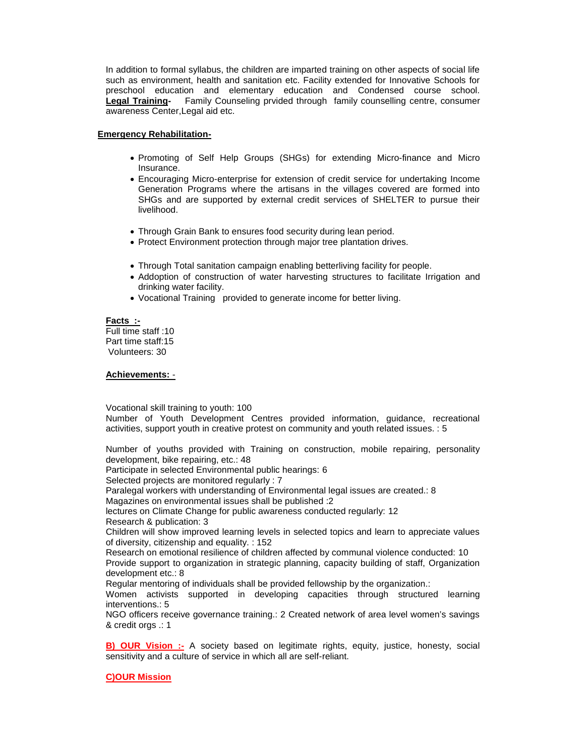In addition to formal syllabus, the children are imparted training on other aspects of social life such as environment, health and sanitation etc. Facility extended for Innovative Schools for preschool education and elementary education and Condensed course school. **Legal Training-** Family Counseling prvided through family counselling centre, consumer awareness Center,Legal aid etc.

**Emergency Rehabilitation-**

- Promoting of Self Help Groups (SHGs) for extending Micro-finance and Micro Insurance.
- Encouraging Micro-enterprise for extension of credit service for undertaking Income Generation Programs where the artisans in the villages covered are formed into SHGs and are supported by external credit services of SHELTER to pursue their livelihood.
- Through Grain Bank to ensures food security during lean period.
- Protect Environment protection through major tree plantation drives.
- Through Total sanitation campaign enabling betterliving facility for people.
- Addoption of construction of water harvesting structures to facilitate Irrigation and drinking water facility.
- Vocational Training provided to generate income for better living.

**Facts :-**

Full time staff :10
Part time staff:15
Volunteers: 30

**Achievements: -**

Vocational skill training to youth: 100
Number of Youth Development Centres provided information, guidance, recreational activities, support youth in creative protest on community and youth related issues. : 5

Number of youths provided with Training on construction, mobile repairing, personality development, bike repairing, etc.: 48
Participate in selected Environmental public hearings: 6
Selected projects are monitored regularly : 7
Paralegal workers with understanding of Environmental legal issues are created.: 8
Magazines on environmental issues shall be published :2
lectures on Climate Change for public awareness conducted regularly: 12
Research & publication: 3
Children will show improved learning levels in selected topics and learn to appreciate values of diversity, citizenship and equality. : 152
Research on emotional resilience of children affected by communal violence conducted: 10
Provide support to organization in strategic planning, capacity building of staff, Organization development etc.: 8
Regular mentoring of individuals shall be provided fellowship by the organization.:
Women activists supported in developing capacities through structured learning interventions.: 5
NGO officers receive governance training.: 2 Created network of area level women's savings & credit orgs .: 1

**B) OUR Vision :-** A society based on legitimate rights, equity, justice, honesty, social sensitivity and a culture of service in which all are self-reliant.

**C)OUR Mission**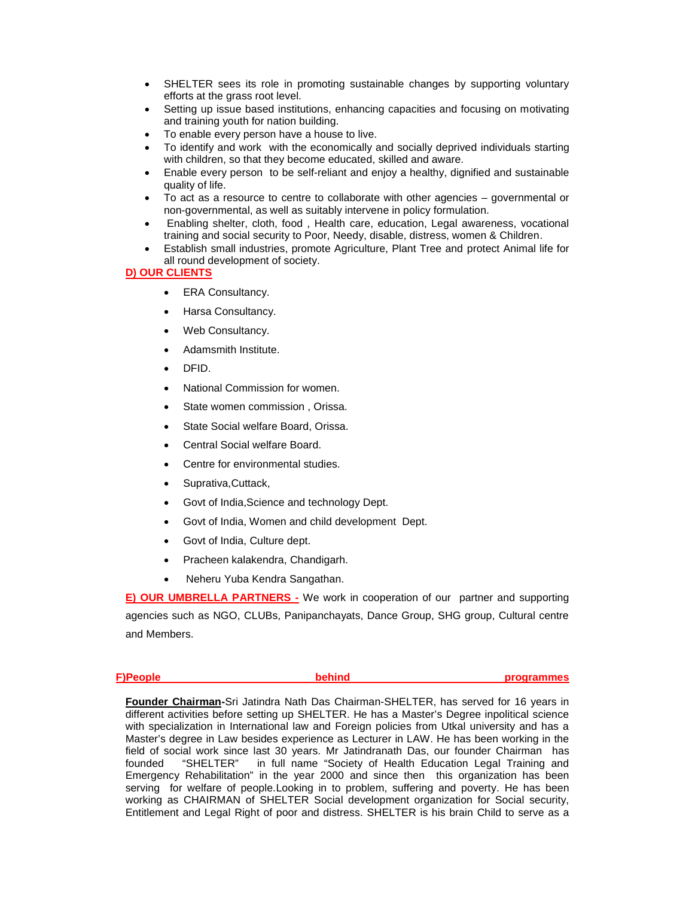- SHELTER sees its role in promoting sustainable changes by supporting voluntary efforts at the grass root level.
- Setting up issue based institutions, enhancing capacities and focusing on motivating and training youth for nation building.
- To enable every person have a house to live.
- To identify and work with the economically and socially deprived individuals starting with children, so that they become educated, skilled and aware.
- Enable every person to be self-reliant and enjoy a healthy, dignified and sustainable quality of life.
- To act as a resource to centre to collaborate with other agencies – governmental or non-governmental, as well as suitably intervene in policy formulation.
- Enabling shelter, cloth, food , Health care, education, Legal awareness, vocational training and social security to Poor, Needy, disable, distress, women & Children.
- Establish small industries, promote Agriculture, Plant Tree and protect Animal life for all round development of society.

## D) OUR CLIENTS

- ERA Consultancy.
- Harsa Consultancy.
- Web Consultancy.
- Adamsmith Institute.
- DFID.
- National Commission for women.
- State women commission , Orissa.
- State Social welfare Board, Orissa.
- Central Social welfare Board.
- Centre for environmental studies.
- Suprativa,Cuttack,
- Govt of India,Science and technology Dept.
- Govt of India, Women and child development Dept.
- Govt of India, Culture dept.
- Pracheen kalakendra, Chandigarh.
- Neheru Yuba Kendra Sangathan.

**E) OUR UMBRELLA PARTNERS -** We work in cooperation of our partner and supporting agencies such as NGO, CLUBs, Panipanchayats, Dance Group, SHG group, Cultural centre and Members.

## F)People behind programmes

**Founder Chairman-**Sri Jatindra Nath Das Chairman-SHELTER, has served for 16 years in different activities before setting up SHELTER. He has a Master's Degree inpolitical science with specialization in International law and Foreign policies from Utkal university and has a Master's degree in Law besides experience as Lecturer in LAW. He has been working in the field of social work since last 30 years. Mr Jatindranath Das, our founder Chairman has founded "SHELTER" in full name "Society of Health Education Legal Training and Emergency Rehabilitation" in the year 2000 and since then this organization has been serving for welfare of people.Looking in to problem, suffering and poverty. He has been working as CHAIRMAN of SHELTER Social development organization for Social security, Entitlement and Legal Right of poor and distress. SHELTER is his brain Child to serve as a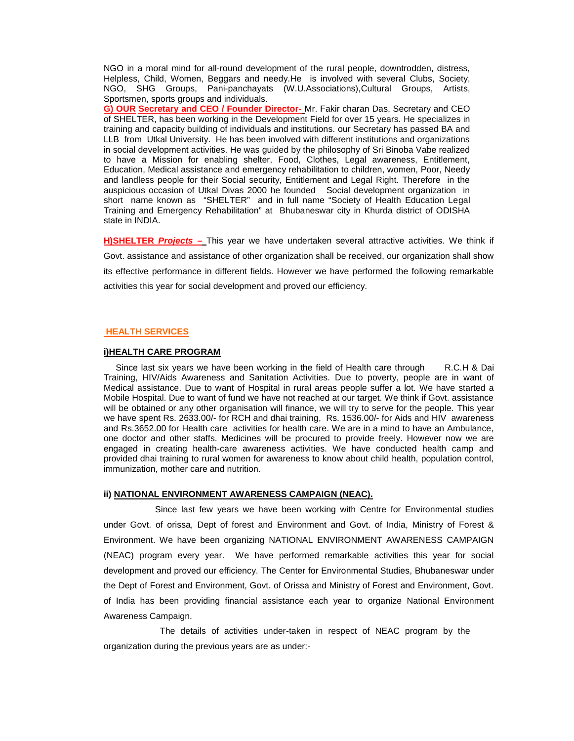NGO in a moral mind for all-round development of the rural people, downtrodden, distress, Helpless, Child, Women, Beggars and needy.He is involved with several Clubs, Society, NGO, SHG Groups, Pani-panchayats (W.U.Associations),Cultural Groups, Artists, Sportsmen, sports groups and individuals.

**G) OUR Secretary and CEO / Founder Director-** Mr. Fakir charan Das, Secretary and CEO of SHELTER, has been working in the Development Field for over 15 years. He specializes in training and capacity building of individuals and institutions. our Secretary has passed BA and LLB from Utkal University. He has been involved with different institutions and organizations in social development activities. He was guided by the philosophy of Sri Binoba Vabe realized to have a Mission for enabling shelter, Food, Clothes, Legal awareness, Entitlement, Education, Medical assistance and emergency rehabilitation to children, women, Poor, Needy and landless people for their Social security, Entitlement and Legal Right. Therefore in the auspicious occasion of Utkal Divas 2000 he founded Social development organization in short name known as "SHELTER" and in full name "Society of Health Education Legal Training and Emergency Rehabilitation" at Bhubaneswar city in Khurda district of ODISHA state in INDIA.

**H)SHELTER *Projects* –** This year we have undertaken several attractive activities. We think if Govt. assistance and assistance of other organization shall be received, our organization shall show its effective performance in different fields. However we have performed the following remarkable activities this year for social development and proved our efficiency.

## HEALTH SERVICES

### i)HEALTH CARE PROGRAM

Since last six years we have been working in the field of Health care through R.C.H & Dai Training, HIV/Aids Awareness and Sanitation Activities. Due to poverty, people are in want of Medical assistance. Due to want of Hospital in rural areas people suffer a lot. We have started a Mobile Hospital. Due to want of fund we have not reached at our target. We think if Govt. assistance will be obtained or any other organisation will finance, we will try to serve for the people. This year we have spent Rs. 2633.00/- for RCH and dhai training, Rs. 1536.00/- for Aids and HIV awareness and Rs.3652.00 for Health care activities for health care. We are in a mind to have an Ambulance, one doctor and other staffs. Medicines will be procured to provide freely. However now we are engaged in creating health-care awareness activities. We have conducted health camp and provided dhai training to rural women for awareness to know about child health, population control, immunization, mother care and nutrition.

### ii) NATIONAL ENVIRONMENT AWARENESS CAMPAIGN (NEAC).

Since last few years we have been working with Centre for Environmental studies under Govt. of orissa, Dept of forest and Environment and Govt. of India, Ministry of Forest & Environment. We have been organizing NATIONAL ENVIRONMENT AWARENESS CAMPAIGN (NEAC) program every year. We have performed remarkable activities this year for social development and proved our efficiency. The Center for Environmental Studies, Bhubaneswar under the Dept of Forest and Environment, Govt. of Orissa and Ministry of Forest and Environment, Govt. of India has been providing financial assistance each year to organize National Environment Awareness Campaign.

The details of activities under-taken in respect of NEAC program by the organization during the previous years are as under:-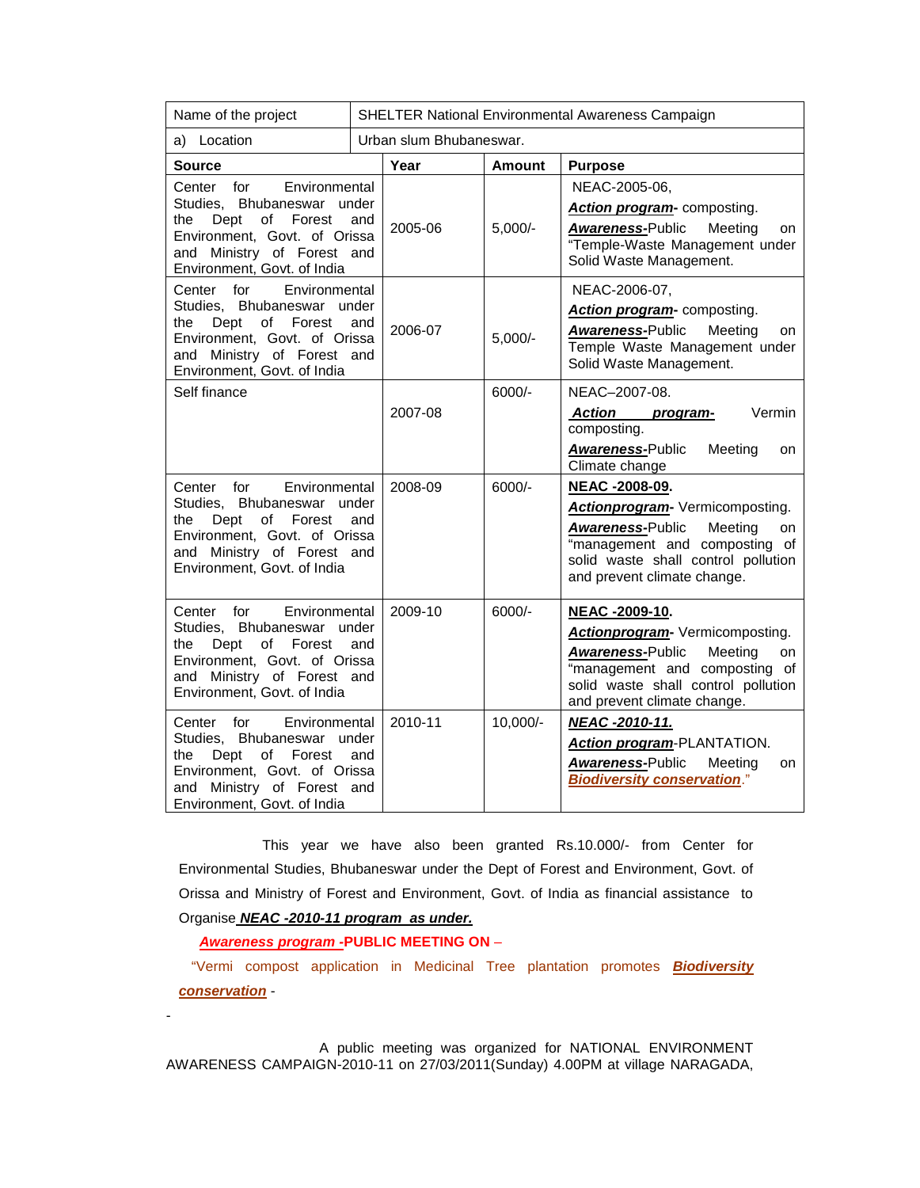| Name of the project | SHELTER National Environmental Awareness Campaign | | |
|---|---|---|---|
| a) Location | Urban slum Bhubaneswar. | | |
| **Source** | **Year** | **Amount** | **Purpose** |
| Center for Environmental Studies, Bhubaneswar under the Dept of Forest and Environment, Govt. of Orissa and Ministry of Forest and Environment, Govt. of India | 2005-06 | 5,000/- | NEAC-2005-06, ***Action program***- composting. ***Awareness***-Public Meeting on "Temple-Waste Management under Solid Waste Management. |
| Center for Environmental Studies, Bhubaneswar under the Dept of Forest and Environment, Govt. of Orissa and Ministry of Forest and Environment, Govt. of India | 2006-07 | 5,000/- | NEAC-2006-07, ***Action program***- composting. ***Awareness***-Public Meeting on Temple Waste Management under Solid Waste Management. |
| Self finance | 2007-08 | 6000/- | NEAC–2007-08. ***Action program***- Vermin composting. ***Awareness***-Public Meeting on Climate change |
| Center for Environmental Studies, Bhubaneswar under the Dept of Forest and Environment, Govt. of Orissa and Ministry of Forest and Environment, Govt. of India | 2008-09 | 6000/- | **NEAC -2008-09.** ***Actionprogram***- Vermicomposting. ***Awareness***-Public Meeting on "management and composting of solid waste shall control pollution and prevent climate change. |
| Center for Environmental Studies, Bhubaneswar under the Dept of Forest and Environment, Govt. of Orissa and Ministry of Forest and Environment, Govt. of India | 2009-10 | 6000/- | **NEAC -2009-10.** ***Actionprogram***- Vermicomposting. ***Awareness***-Public Meeting on "management and composting of solid waste shall control pollution and prevent climate change. |
| Center for Environmental Studies, Bhubaneswar under the Dept of Forest and Environment, Govt. of Orissa and Ministry of Forest and Environment, Govt. of India | 2010-11 | 10,000/- | ***NEAC -2010-11.*** ***Action program***-PLANTATION. ***Awareness***-Public Meeting on ***Biodiversity conservation***." |

This year we have also been granted Rs.10.000/- from Center for Environmental Studies, Bhubaneswar under the Dept of Forest and Environment, Govt. of Orissa and Ministry of Forest and Environment, Govt. of India as financial assistance to Organise ***NEAC -2010-11 program as under.***

***Awareness program*** **-PUBLIC MEETING ON** –

"Vermi compost application in Medicinal Tree plantation promotes ***Biodiversity conservation*** -

-

A public meeting was organized for NATIONAL ENVIRONMENT AWARENESS CAMPAIGN-2010-11 on 27/03/2011(Sunday) 4.00PM at village NARAGADA,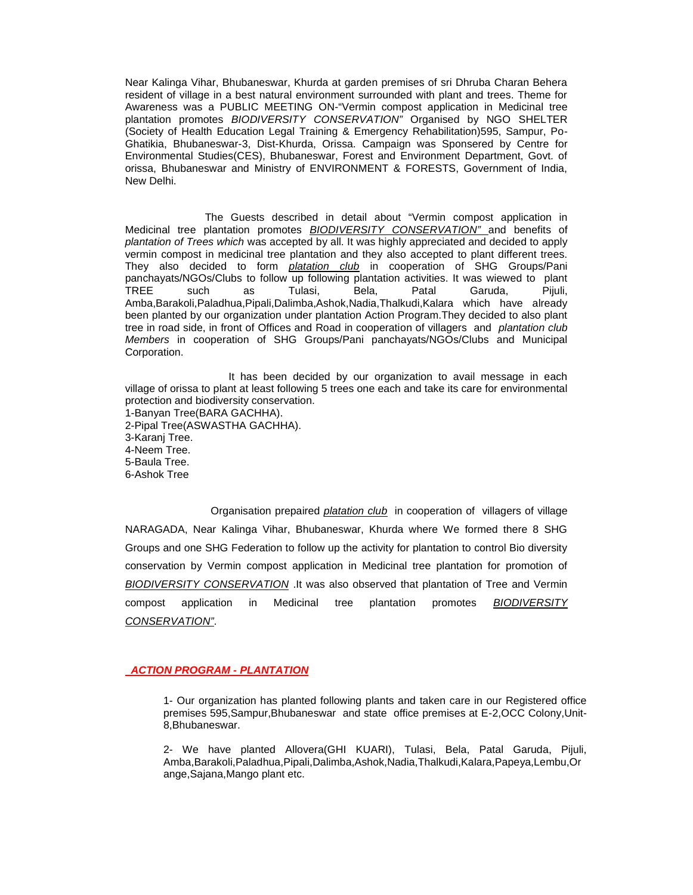Near Kalinga Vihar, Bhubaneswar, Khurda at garden premises of sri Dhruba Charan Behera resident of village in a best natural environment surrounded with plant and trees. Theme for Awareness was a PUBLIC MEETING ON-"Vermin compost application in Medicinal tree plantation promotes *BIODIVERSITY CONSERVATION"* Organised by NGO SHELTER (Society of Health Education Legal Training & Emergency Rehabilitation)595, Sampur, Po-Ghatikia, Bhubaneswar-3, Dist-Khurda, Orissa. Campaign was Sponsered by Centre for Environmental Studies(CES), Bhubaneswar, Forest and Environment Department, Govt. of orissa, Bhubaneswar and Ministry of ENVIRONMENT & FORESTS, Government of India, New Delhi.

The Guests described in detail about "Vermin compost application in Medicinal tree plantation promotes *BIODIVERSITY CONSERVATION"* and benefits of *plantation of Trees which* was accepted by all. It was highly appreciated and decided to apply vermin compost in medicinal tree plantation and they also accepted to plant different trees. They also decided to form *platation club* in cooperation of SHG Groups/Pani panchayats/NGOs/Clubs to follow up following plantation activities. It was wiewed to plant TREE such as Tulasi, Bela, Patal Garuda, Pijuli, Amba,Barakoli,Paladhua,Pipali,Dalimba,Ashok,Nadia,Thalkudi,Kalara which have already been planted by our organization under plantation Action Program.They decided to also plant tree in road side, in front of Offices and Road in cooperation of villagers and *plantation club Members* in cooperation of SHG Groups/Pani panchayats/NGOs/Clubs and Municipal Corporation.

It has been decided by our organization to avail message in each village of orissa to plant at least following 5 trees one each and take its care for environmental protection and biodiversity conservation.

1-Banyan Tree(BARA GACHHA).
2-Pipal Tree(ASWASTHA GACHHA).
3-Karanj Tree.
4-Neem Tree.
5-Baula Tree.
6-Ashok Tree

Organisation prepaired *platation club* in cooperation of villagers of village NARAGADA, Near Kalinga Vihar, Bhubaneswar, Khurda where We formed there 8 SHG Groups and one SHG Federation to follow up the activity for plantation to control Bio diversity conservation by Vermin compost application in Medicinal tree plantation for promotion of *BIODIVERSITY CONSERVATION* .It was also observed that plantation of Tree and Vermin compost application in Medicinal tree plantation promotes *BIODIVERSITY CONSERVATION".*

***ACTION PROGRAM - PLANTATION***

1- Our organization has planted following plants and taken care in our Registered office premises 595,Sampur,Bhubaneswar and state office premises at E-2,OCC Colony,Unit-8,Bhubaneswar.

2- We have planted Allovera(GHI KUARI), Tulasi, Bela, Patal Garuda, Pijuli, Amba,Barakoli,Paladhua,Pipali,Dalimba,Ashok,Nadia,Thalkudi,Kalara,Papeya,Lembu,Orange,Sajana,Mango plant etc.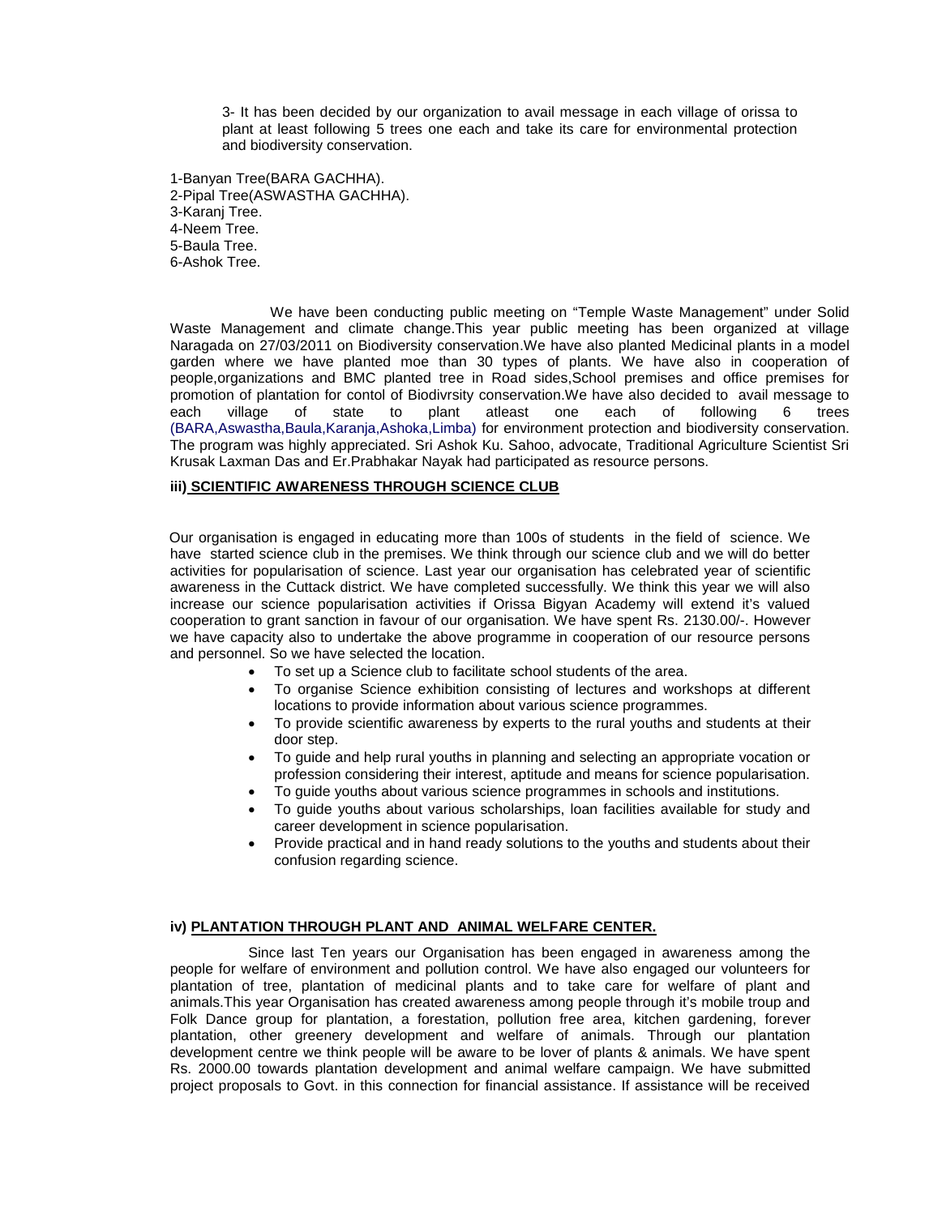3- It has been decided by our organization to avail message in each village of orissa to plant at least following 5 trees one each and take its care for environmental protection and biodiversity conservation.

1-Banyan Tree(BARA GACHHA).
2-Pipal Tree(ASWASTHA GACHHA).
3-Karanj Tree.
4-Neem Tree.
5-Baula Tree.
6-Ashok Tree.

We have been conducting public meeting on "Temple Waste Management" under Solid Waste Management and climate change.This year public meeting has been organized at village Naragada on 27/03/2011 on Biodiversity conservation.We have also planted Medicinal plants in a model garden where we have planted moe than 30 types of plants. We have also in cooperation of people,organizations and BMC planted tree in Road sides,School premises and office premises for promotion of plantation for contol of Biodivrsity conservation.We have also decided to avail message to each village of state to plant atleast one each of following 6 trees (BARA,Aswastha,Baula,Karanja,Ashoka,Limba) for environment protection and biodiversity conservation. The program was highly appreciated. Sri Ashok Ku. Sahoo, advocate, Traditional Agriculture Scientist Sri Krusak Laxman Das and Er.Prabhakar Nayak had participated as resource persons.

### iii) SCIENTIFIC AWARENESS THROUGH SCIENCE CLUB

Our organisation is engaged in educating more than 100s of students in the field of science. We have started science club in the premises. We think through our science club and we will do better activities for popularisation of science. Last year our organisation has celebrated year of scientific awareness in the Cuttack district. We have completed successfully. We think this year we will also increase our science popularisation activities if Orissa Bigyan Academy will extend it's valued cooperation to grant sanction in favour of our organisation. We have spent Rs. 2130.00/-. However we have capacity also to undertake the above programme in cooperation of our resource persons and personnel. So we have selected the location.

- To set up a Science club to facilitate school students of the area.
- To organise Science exhibition consisting of lectures and workshops at different locations to provide information about various science programmes.
- To provide scientific awareness by experts to the rural youths and students at their door step.
- To guide and help rural youths in planning and selecting an appropriate vocation or profession considering their interest, aptitude and means for science popularisation.
- To guide youths about various science programmes in schools and institutions.
- To guide youths about various scholarships, loan facilities available for study and career development in science popularisation.
- Provide practical and in hand ready solutions to the youths and students about their confusion regarding science.

### iv) PLANTATION THROUGH PLANT AND ANIMAL WELFARE CENTER.

Since last Ten years our Organisation has been engaged in awareness among the people for welfare of environment and pollution control. We have also engaged our volunteers for plantation of tree, plantation of medicinal plants and to take care for welfare of plant and animals.This year Organisation has created awareness among people through it's mobile troup and Folk Dance group for plantation, a forestation, pollution free area, kitchen gardening, forever plantation, other greenery development and welfare of animals. Through our plantation development centre we think people will be aware to be lover of plants & animals. We have spent Rs. 2000.00 towards plantation development and animal welfare campaign. We have submitted project proposals to Govt. in this connection for financial assistance. If assistance will be received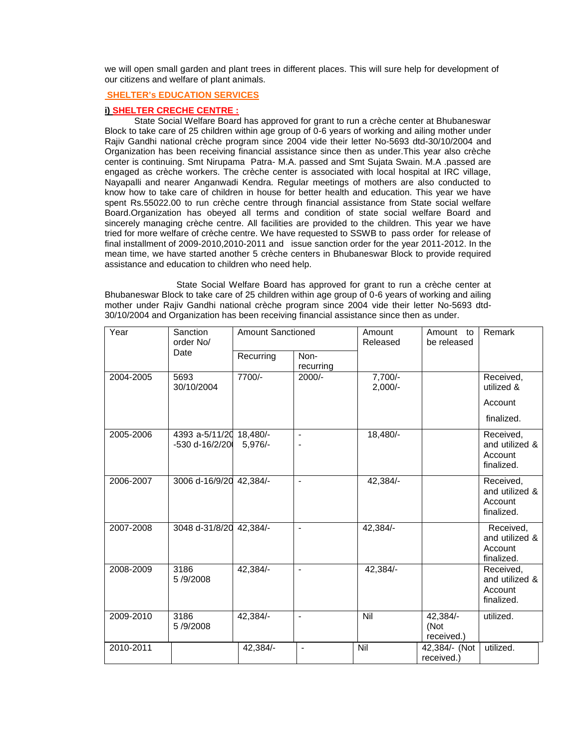we will open small garden and plant trees in different places. This will sure help for development of our citizens and welfare of plant animals.

## SHELTER's EDUCATION SERVICES

### i) SHELTER CRECHE CENTRE :

State Social Welfare Board has approved for grant to run a crèche center at Bhubaneswar Block to take care of 25 children within age group of 0-6 years of working and ailing mother under Rajiv Gandhi national crèche program since 2004 vide their letter No-5693 dtd-30/10/2004 and Organization has been receiving financial assistance since then as under.This year also crèche center is continuing. Smt Nirupama Patra- M.A. passed and Smt Sujata Swain. M.A .passed are engaged as crèche workers. The crèche center is associated with local hospital at IRC village, Nayapalli and nearer Anganwadi Kendra. Regular meetings of mothers are also conducted to know how to take care of children in house for better health and education. This year we have spent Rs.55022.00 to run crèche centre through financial assistance from State social welfare Board.Organization has obeyed all terms and condition of state social welfare Board and sincerely managing crèche centre. All facilities are provided to the children. This year we have tried for more welfare of crèche centre. We have requested to SSWB to pass order for release of final installment of 2009-2010,2010-2011 and issue sanction order for the year 2011-2012. In the mean time, we have started another 5 crèche centers in Bhubaneswar Block to provide required assistance and education to children who need help.

State Social Welfare Board has approved for grant to run a crèche center at Bhubaneswar Block to take care of 25 children within age group of 0-6 years of working and ailing mother under Rajiv Gandhi national crèche program since 2004 vide their letter No-5693 dtd-30/10/2004 and Organization has been receiving financial assistance since then as under.

| Year | Sanction order No/ Date | Amount Sanctioned | | Amount Released | Amount to be released | Remark |
|---|---|---|---|---|---|---|
| | | Recurring | Non-recurring | | | |
| 2004-2005 | 5693 30/10/2004 | 7700/- | 2000/- | 7,700/- 2,000/- | | Received, utilized & Account finalized. |
| 2005-2006 | 4393 a-5/11/20 -530 d-16/2/20 | 18,480/- 5,976/- | - - | 18,480/- | | Received, and utilized & Account finalized. |
| 2006-2007 | 3006 d-16/9/20 | 42,384/- | - | 42,384/- | | Received, and utilized & Account finalized. |
| 2007-2008 | 3048 d-31/8/20 | 42,384/- | - | 42,384/- | | Received, and utilized & Account finalized. |
| 2008-2009 | 3186 5 /9/2008 | 42,384/- | - | 42,384/- | | Received, and utilized & Account finalized. |
| 2009-2010 | 3186 5 /9/2008 | 42,384/- | - | Nil | 42,384/- (Not received.) | utilized. |
| 2010-2011 | | 42,384/- | - | Nil | 42,384/- (Not received.) | utilized. |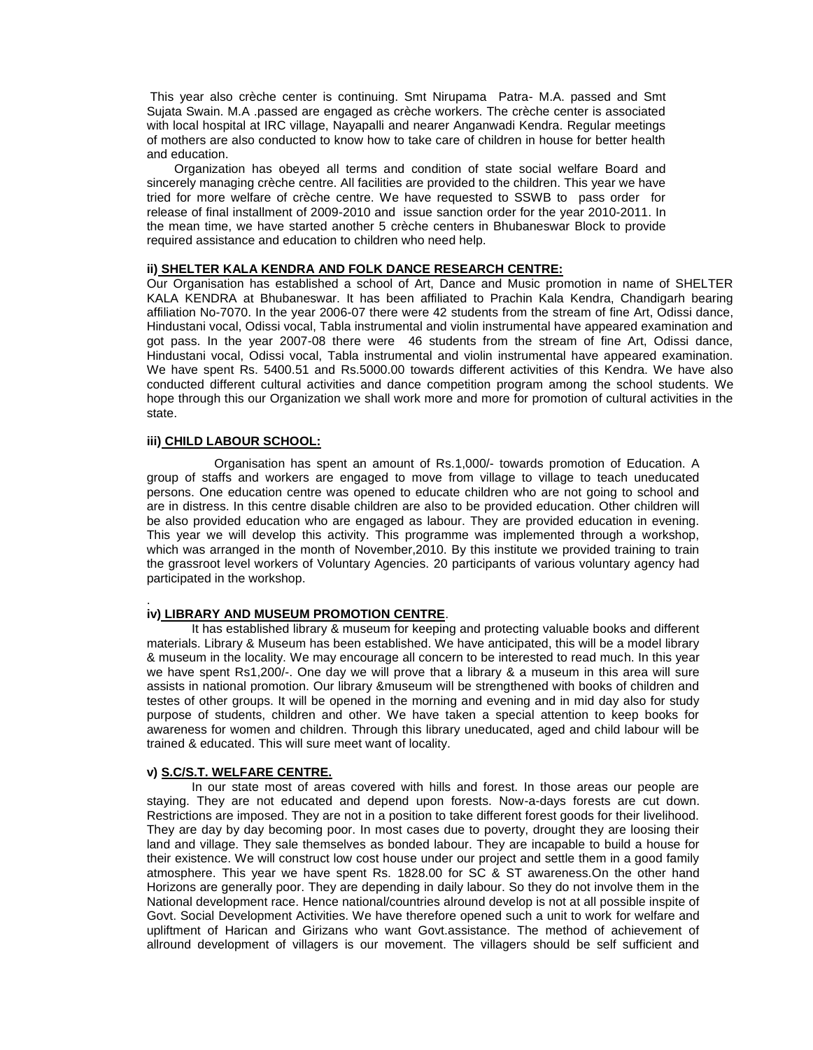This year also crèche center is continuing. Smt Nirupama Patra- M.A. passed and Smt Sujata Swain. M.A .passed are engaged as crèche workers. The crèche center is associated with local hospital at IRC village, Nayapalli and nearer Anganwadi Kendra. Regular meetings of mothers are also conducted to know how to take care of children in house for better health and education.

Organization has obeyed all terms and condition of state social welfare Board and sincerely managing crèche centre. All facilities are provided to the children. This year we have tried for more welfare of crèche centre. We have requested to SSWB to pass order for release of final installment of 2009-2010 and issue sanction order for the year 2010-2011. In the mean time, we have started another 5 crèche centers in Bhubaneswar Block to provide required assistance and education to children who need help.

**ii) SHELTER KALA KENDRA AND FOLK DANCE RESEARCH CENTRE:**

Our Organisation has established a school of Art, Dance and Music promotion in name of SHELTER KALA KENDRA at Bhubaneswar. It has been affiliated to Prachin Kala Kendra, Chandigarh bearing affiliation No-7070. In the year 2006-07 there were 42 students from the stream of fine Art, Odissi dance, Hindustani vocal, Odissi vocal, Tabla instrumental and violin instrumental have appeared examination and got pass. In the year 2007-08 there were 46 students from the stream of fine Art, Odissi dance, Hindustani vocal, Odissi vocal, Tabla instrumental and violin instrumental have appeared examination. We have spent Rs. 5400.51 and Rs.5000.00 towards different activities of this Kendra. We have also conducted different cultural activities and dance competition program among the school students. We hope through this our Organization we shall work more and more for promotion of cultural activities in the state.

**iii) CHILD LABOUR SCHOOL:**

Organisation has spent an amount of Rs.1,000/- towards promotion of Education. A group of staffs and workers are engaged to move from village to village to teach uneducated persons. One education centre was opened to educate children who are not going to school and are in distress. In this centre disable children are also to be provided education. Other children will be also provided education who are engaged as labour. They are provided education in evening. This year we will develop this activity. This programme was implemented through a workshop, which was arranged in the month of November,2010. By this institute we provided training to train the grassroot level workers of Voluntary Agencies. 20 participants of various voluntary agency had participated in the workshop.

**iv) LIBRARY AND MUSEUM PROMOTION CENTRE.**

It has established library & museum for keeping and protecting valuable books and different materials. Library & Museum has been established. We have anticipated, this will be a model library & museum in the locality. We may encourage all concern to be interested to read much. In this year we have spent Rs1,200/-. One day we will prove that a library & a museum in this area will sure assists in national promotion. Our library &museum will be strengthened with books of children and testes of other groups. It will be opened in the morning and evening and in mid day also for study purpose of students, children and other. We have taken a special attention to keep books for awareness for women and children. Through this library uneducated, aged and child labour will be trained & educated. This will sure meet want of locality.

**v) S.C/S.T. WELFARE CENTRE.**

In our state most of areas covered with hills and forest. In those areas our people are staying. They are not educated and depend upon forests. Now-a-days forests are cut down. Restrictions are imposed. They are not in a position to take different forest goods for their livelihood. They are day by day becoming poor. In most cases due to poverty, drought they are loosing their land and village. They sale themselves as bonded labour. They are incapable to build a house for their existence. We will construct low cost house under our project and settle them in a good family atmosphere. This year we have spent Rs. 1828.00 for SC & ST awareness.On the other hand Horizons are generally poor. They are depending in daily labour. So they do not involve them in the National development race. Hence national/countries alround develop is not at all possible inspite of Govt. Social Development Activities. We have therefore opened such a unit to work for welfare and upliftment of Harican and Girizans who want Govt.assistance. The method of achievement of allround development of villagers is our movement. The villagers should be self sufficient and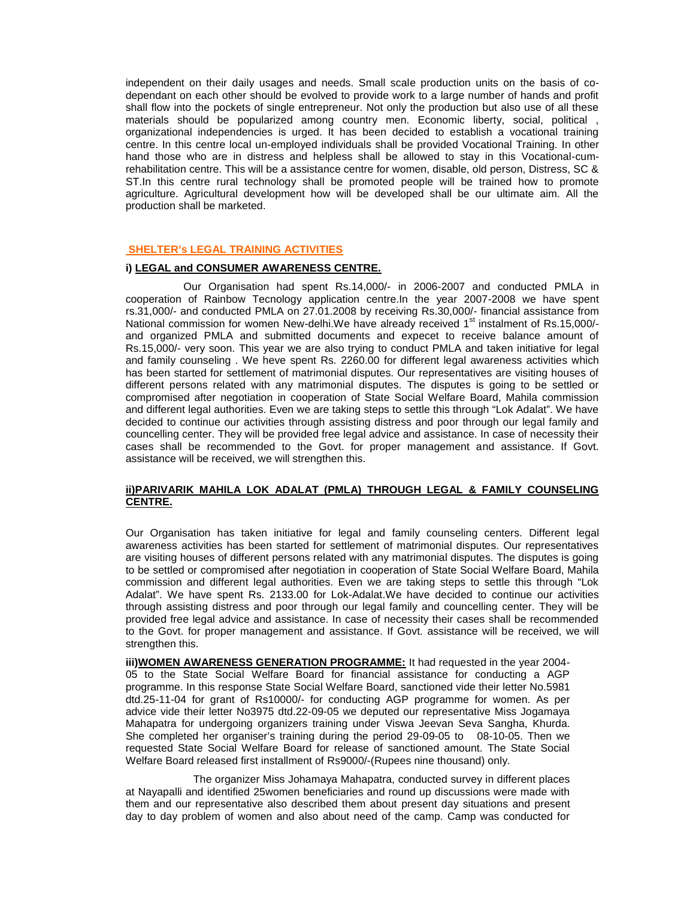independent on their daily usages and needs. Small scale production units on the basis of co-dependant on each other should be evolved to provide work to a large number of hands and profit shall flow into the pockets of single entrepreneur. Not only the production but also use of all these materials should be popularized among country men. Economic liberty, social, political , organizational independencies is urged. It has been decided to establish a vocational training centre. In this centre local un-employed individuals shall be provided Vocational Training. In other hand those who are in distress and helpless shall be allowed to stay in this Vocational-cum-rehabilitation centre. This will be a assistance centre for women, disable, old person, Distress, SC & ST.In this centre rural technology shall be promoted people will be trained how to promote agriculture. Agricultural development how will be developed shall be our ultimate aim. All the production shall be marketed.

## SHELTER's LEGAL TRAINING ACTIVITIES

### i) LEGAL and CONSUMER AWARENESS CENTRE.

Our Organisation had spent Rs.14,000/- in 2006-2007 and conducted PMLA in cooperation of Rainbow Tecnology application centre.In the year 2007-2008 we have spent rs.31,000/- and conducted PMLA on 27.01.2008 by receiving Rs.30,000/- financial assistance from National commission for women New-delhi.We have already received 1st instalment of Rs.15,000/- and organized PMLA and submitted documents and expecet to receive balance amount of Rs.15,000/- very soon. This year we are also trying to conduct PMLA and taken initiative for legal and family counseling . We heve spent Rs. 2260.00 for different legal awareness activities which has been started for settlement of matrimonial disputes. Our representatives are visiting houses of different persons related with any matrimonial disputes. The disputes is going to be settled or compromised after negotiation in cooperation of State Social Welfare Board, Mahila commission and different legal authorities. Even we are taking steps to settle this through "Lok Adalat". We have decided to continue our activities through assisting distress and poor through our legal family and councelling center. They will be provided free legal advice and assistance. In case of necessity their cases shall be recommended to the Govt. for proper management and assistance. If Govt. assistance will be received, we will strengthen this.

### ii)PARIVARIK MAHILA LOK ADALAT (PMLA) THROUGH LEGAL & FAMILY COUNSELING CENTRE.

Our Organisation has taken initiative for legal and family counseling centers. Different legal awareness activities has been started for settlement of matrimonial disputes. Our representatives are visiting houses of different persons related with any matrimonial disputes. The disputes is going to be settled or compromised after negotiation in cooperation of State Social Welfare Board, Mahila commission and different legal authorities. Even we are taking steps to settle this through "Lok Adalat". We have spent Rs. 2133.00 for Lok-Adalat.We have decided to continue our activities through assisting distress and poor through our legal family and councelling center. They will be provided free legal advice and assistance. In case of necessity their cases shall be recommended to the Govt. for proper management and assistance. If Govt. assistance will be received, we will strengthen this.

**iii)WOMEN AWARENESS GENERATION PROGRAMME:** It had requested in the year 2004-05 to the State Social Welfare Board for financial assistance for conducting a AGP programme. In this response State Social Welfare Board, sanctioned vide their letter No.5981 dtd.25-11-04 for grant of Rs10000/- for conducting AGP programme for women. As per advice vide their letter No3975 dtd.22-09-05 we deputed our representative Miss Jogamaya Mahapatra for undergoing organizers training under Viswa Jeevan Seva Sangha, Khurda. She completed her organiser's training during the period 29-09-05 to 08-10-05. Then we requested State Social Welfare Board for release of sanctioned amount. The State Social Welfare Board released first installment of Rs9000/-(Rupees nine thousand) only.

The organizer Miss Johamaya Mahapatra, conducted survey in different places at Nayapalli and identified 25women beneficiaries and round up discussions were made with them and our representative also described them about present day situations and present day to day problem of women and also about need of the camp. Camp was conducted for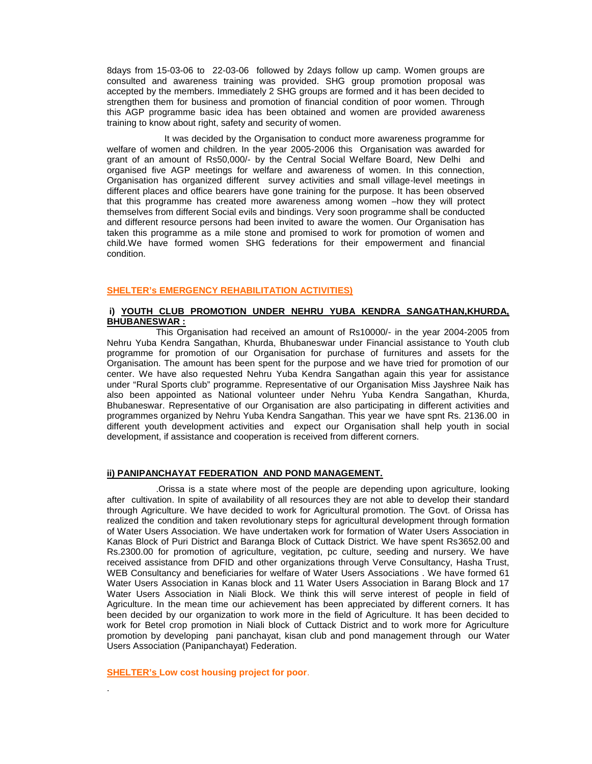8days from 15-03-06 to 22-03-06 followed by 2days follow up camp. Women groups are consulted and awareness training was provided. SHG group promotion proposal was accepted by the members. Immediately 2 SHG groups are formed and it has been decided to strengthen them for business and promotion of financial condition of poor women. Through this AGP programme basic idea has been obtained and women are provided awareness training to know about right, safety and security of women.

It was decided by the Organisation to conduct more awareness programme for welfare of women and children. In the year 2005-2006 this Organisation was awarded for grant of an amount of Rs50,000/- by the Central Social Welfare Board, New Delhi and organised five AGP meetings for welfare and awareness of women. In this connection, Organisation has organized different survey activities and small village-level meetings in different places and office bearers have gone training for the purpose. It has been observed that this programme has created more awareness among women –how they will protect themselves from different Social evils and bindings. Very soon programme shall be conducted and different resource persons had been invited to aware the women. Our Organisation has taken this programme as a mile stone and promised to work for promotion of women and child.We have formed women SHG federations for their empowerment and financial condition.

## SHELTER's EMERGENCY REHABILITATION ACTIVITIES)

### i) YOUTH CLUB PROMOTION UNDER NEHRU YUBA KENDRA SANGATHAN,KHURDA, BHUBANESWAR :

This Organisation had received an amount of Rs10000/- in the year 2004-2005 from Nehru Yuba Kendra Sangathan, Khurda, Bhubaneswar under Financial assistance to Youth club programme for promotion of our Organisation for purchase of furnitures and assets for the Organisation. The amount has been spent for the purpose and we have tried for promotion of our center. We have also requested Nehru Yuba Kendra Sangathan again this year for assistance under "Rural Sports club" programme. Representative of our Organisation Miss Jayshree Naik has also been appointed as National volunteer under Nehru Yuba Kendra Sangathan, Khurda, Bhubaneswar. Representative of our Organisation are also participating in different activities and programmes organized by Nehru Yuba Kendra Sangathan. This year we have spnt Rs. 2136.00 in different youth development activities and expect our Organisation shall help youth in social development, if assistance and cooperation is received from different corners.

### ii) PANIPANCHAYAT FEDERATION AND POND MANAGEMENT.

.Orissa is a state where most of the people are depending upon agriculture, looking after cultivation. In spite of availability of all resources they are not able to develop their standard through Agriculture. We have decided to work for Agricultural promotion. The Govt. of Orissa has realized the condition and taken revolutionary steps for agricultural development through formation of Water Users Association. We have undertaken work for formation of Water Users Association in Kanas Block of Puri District and Baranga Block of Cuttack District. We have spent Rs3652.00 and Rs.2300.00 for promotion of agriculture, vegitation, pc culture, seeding and nursery. We have received assistance from DFID and other organizations through Verve Consultancy, Hasha Trust, WEB Consultancy and beneficiaries for welfare of Water Users Associations . We have formed 61 Water Users Association in Kanas block and 11 Water Users Association in Barang Block and 17 Water Users Association in Niali Block. We think this will serve interest of people in field of Agriculture. In the mean time our achievement has been appreciated by different corners. It has been decided by our organization to work more in the field of Agriculture. It has been decided to work for Betel crop promotion in Niali block of Cuttack District and to work more for Agriculture promotion by developing pani panchayat, kisan club and pond management through our Water Users Association (Panipanchayat) Federation.

## SHELTER's Low cost housing project for poor.

.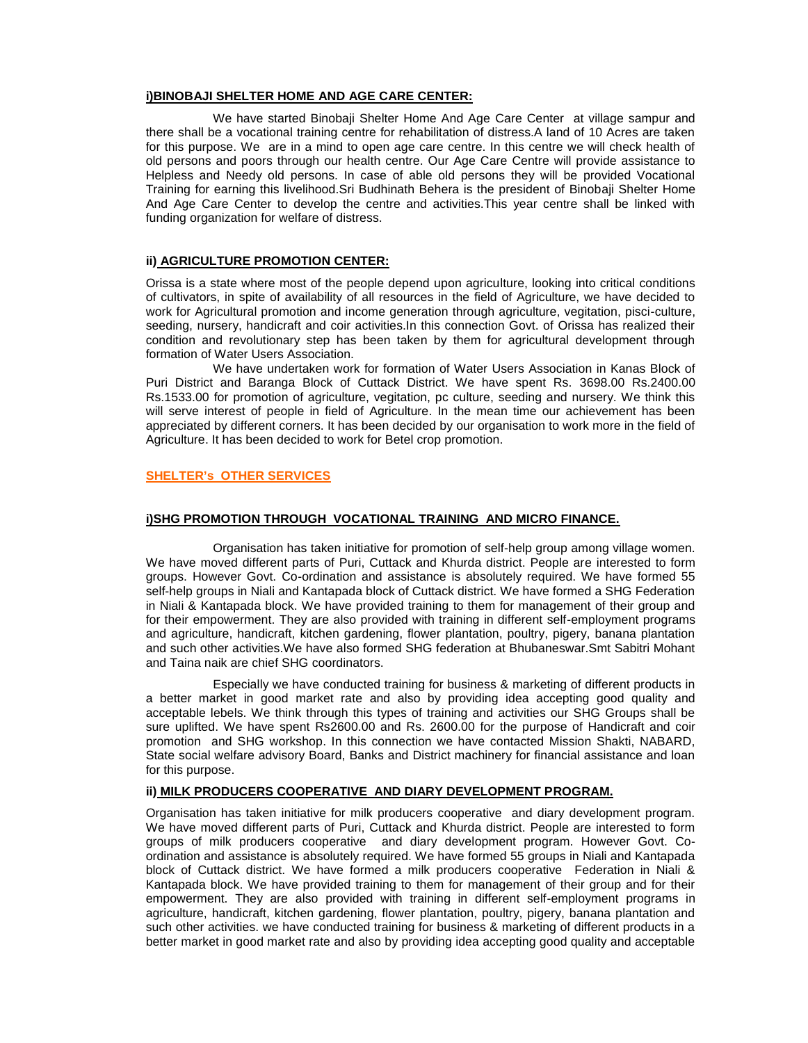### i)BINOBAJI SHELTER HOME AND AGE CARE CENTER:

We have started Binobaji Shelter Home And Age Care Center at village sampur and there shall be a vocational training centre for rehabilitation of distress.A land of 10 Acres are taken for this purpose. We are in a mind to open age care centre. In this centre we will check health of old persons and poors through our health centre. Our Age Care Centre will provide assistance to Helpless and Needy old persons. In case of able old persons they will be provided Vocational Training for earning this livelihood.Sri Budhinath Behera is the president of Binobaji Shelter Home And Age Care Center to develop the centre and activities.This year centre shall be linked with funding organization for welfare of distress.

### ii) AGRICULTURE PROMOTION CENTER:

Orissa is a state where most of the people depend upon agriculture, looking into critical conditions of cultivators, in spite of availability of all resources in the field of Agriculture, we have decided to work for Agricultural promotion and income generation through agriculture, vegitation, pisci-culture, seeding, nursery, handicraft and coir activities.In this connection Govt. of Orissa has realized their condition and revolutionary step has been taken by them for agricultural development through formation of Water Users Association.

We have undertaken work for formation of Water Users Association in Kanas Block of Puri District and Baranga Block of Cuttack District. We have spent Rs. 3698.00 Rs.2400.00 Rs.1533.00 for promotion of agriculture, vegitation, pc culture, seeding and nursery. We think this will serve interest of people in field of Agriculture. In the mean time our achievement has been appreciated by different corners. It has been decided by our organisation to work more in the field of Agriculture. It has been decided to work for Betel crop promotion.

## SHELTER's OTHER SERVICES

### i)SHG PROMOTION THROUGH VOCATIONAL TRAINING AND MICRO FINANCE.

Organisation has taken initiative for promotion of self-help group among village women. We have moved different parts of Puri, Cuttack and Khurda district. People are interested to form groups. However Govt. Co-ordination and assistance is absolutely required. We have formed 55 self-help groups in Niali and Kantapada block of Cuttack district. We have formed a SHG Federation in Niali & Kantapada block. We have provided training to them for management of their group and for their empowerment. They are also provided with training in different self-employment programs and agriculture, handicraft, kitchen gardening, flower plantation, poultry, pigery, banana plantation and such other activities.We have also formed SHG federation at Bhubaneswar.Smt Sabitri Mohant and Taina naik are chief SHG coordinators.

Especially we have conducted training for business & marketing of different products in a better market in good market rate and also by providing idea accepting good quality and acceptable lebels. We think through this types of training and activities our SHG Groups shall be sure uplifted. We have spent Rs2600.00 and Rs. 2600.00 for the purpose of Handicraft and coir promotion and SHG workshop. In this connection we have contacted Mission Shakti, NABARD, State social welfare advisory Board, Banks and District machinery for financial assistance and loan for this purpose.

### ii) MILK PRODUCERS COOPERATIVE AND DIARY DEVELOPMENT PROGRAM.

Organisation has taken initiative for milk producers cooperative and diary development program. We have moved different parts of Puri, Cuttack and Khurda district. People are interested to form groups of milk producers cooperative and diary development program. However Govt. Co-ordination and assistance is absolutely required. We have formed 55 groups in Niali and Kantapada block of Cuttack district. We have formed a milk producers cooperative Federation in Niali & Kantapada block. We have provided training to them for management of their group and for their empowerment. They are also provided with training in different self-employment programs in agriculture, handicraft, kitchen gardening, flower plantation, poultry, pigery, banana plantation and such other activities. we have conducted training for business & marketing of different products in a better market in good market rate and also by providing idea accepting good quality and acceptable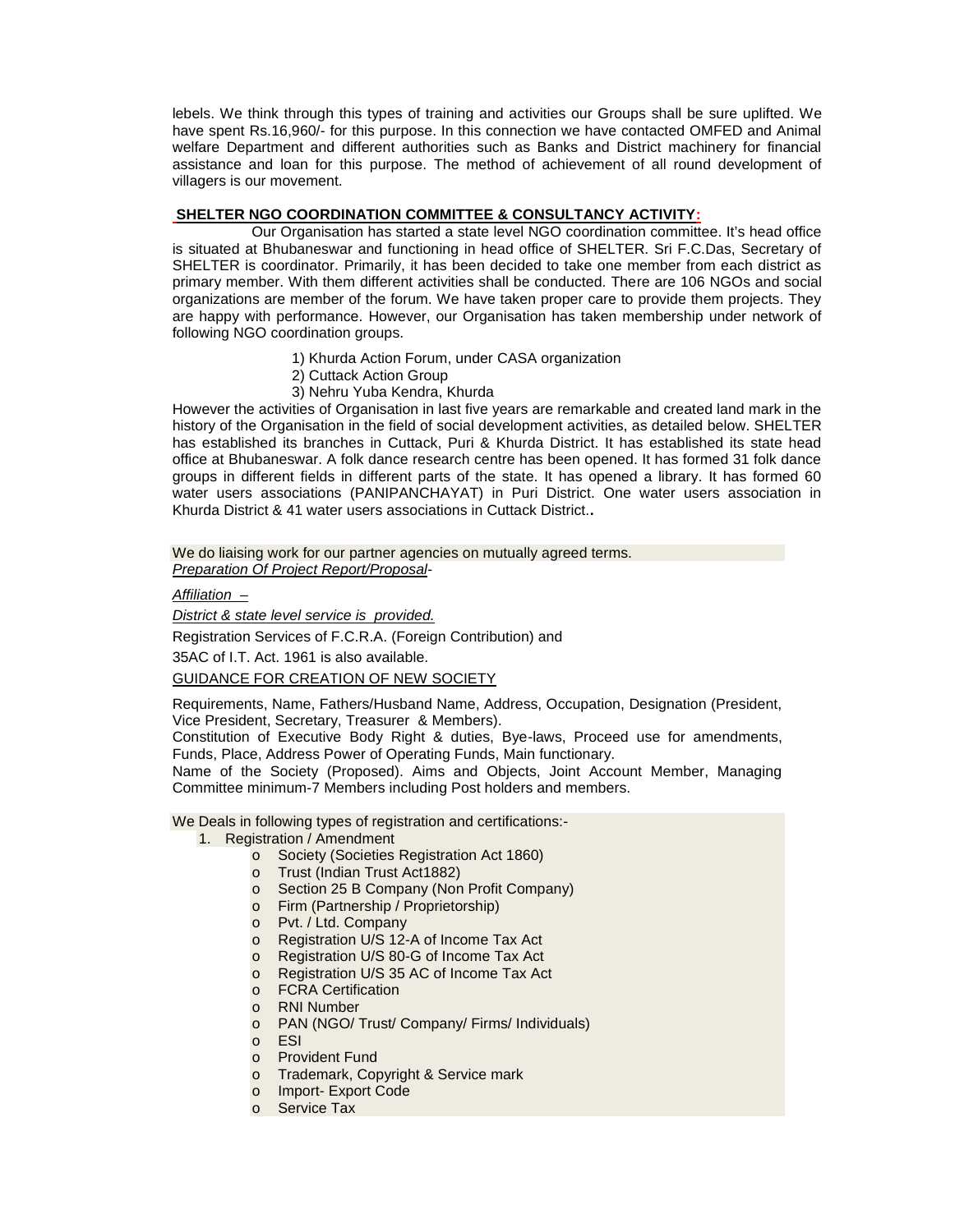lebels. We think through this types of training and activities our Groups shall be sure uplifted. We have spent Rs.16,960/- for this purpose. In this connection we have contacted OMFED and Animal welfare Department and different authorities such as Banks and District machinery for financial assistance and loan for this purpose. The method of achievement of all round development of villagers is our movement.

## SHELTER NGO COORDINATION COMMITTEE & CONSULTANCY ACTIVITY:

Our Organisation has started a state level NGO coordination committee. It's head office is situated at Bhubaneswar and functioning in head office of SHELTER. Sri F.C.Das, Secretary of SHELTER is coordinator. Primarily, it has been decided to take one member from each district as primary member. With them different activities shall be conducted. There are 106 NGOs and social organizations are member of the forum. We have taken proper care to provide them projects. They are happy with performance. However, our Organisation has taken membership under network of following NGO coordination groups.

1) Khurda Action Forum, under CASA organization
2) Cuttack Action Group
3) Nehru Yuba Kendra, Khurda

However the activities of Organisation in last five years are remarkable and created land mark in the history of the Organisation in the field of social development activities, as detailed below. SHELTER has established its branches in Cuttack, Puri & Khurda District. It has established its state head office at Bhubaneswar. A folk dance research centre has been opened. It has formed 31 folk dance groups in different fields in different parts of the state. It has opened a library. It has formed 60 water users associations (PANIPANCHAYAT) in Puri District. One water users association in Khurda District & 41 water users associations in Cuttack District..

We do liaising work for our partner agencies on mutually agreed terms.

*Preparation Of Project Report/Proposal*-

*Affiliation –*

*District & state level service is provided.*

Registration Services of F.C.R.A. (Foreign Contribution) and

35AC of I.T. Act. 1961 is also available.

GUIDANCE FOR CREATION OF NEW SOCIETY

Requirements, Name, Fathers/Husband Name, Address, Occupation, Designation (President, Vice President, Secretary, Treasurer & Members).

Constitution of Executive Body Right & duties, Bye-laws, Proceed use for amendments, Funds, Place, Address Power of Operating Funds, Main functionary.

Name of the Society (Proposed). Aims and Objects, Joint Account Member, Managing Committee minimum-7 Members including Post holders and members.

We Deals in following types of registration and certifications:-

1. Registration / Amendment
   - Society (Societies Registration Act 1860)
   - Trust (Indian Trust Act1882)
   - Section 25 B Company (Non Profit Company)
   - Firm (Partnership / Proprietorship)
   - Pvt. / Ltd. Company
   - Registration U/S 12-A of Income Tax Act
   - Registration U/S 80-G of Income Tax Act
   - Registration U/S 35 AC of Income Tax Act
   - FCRA Certification
   - RNI Number
   - PAN (NGO/ Trust/ Company/ Firms/ Individuals)
   - ESI
   - Provident Fund
   - Trademark, Copyright & Service mark
   - Import- Export Code
   - Service Tax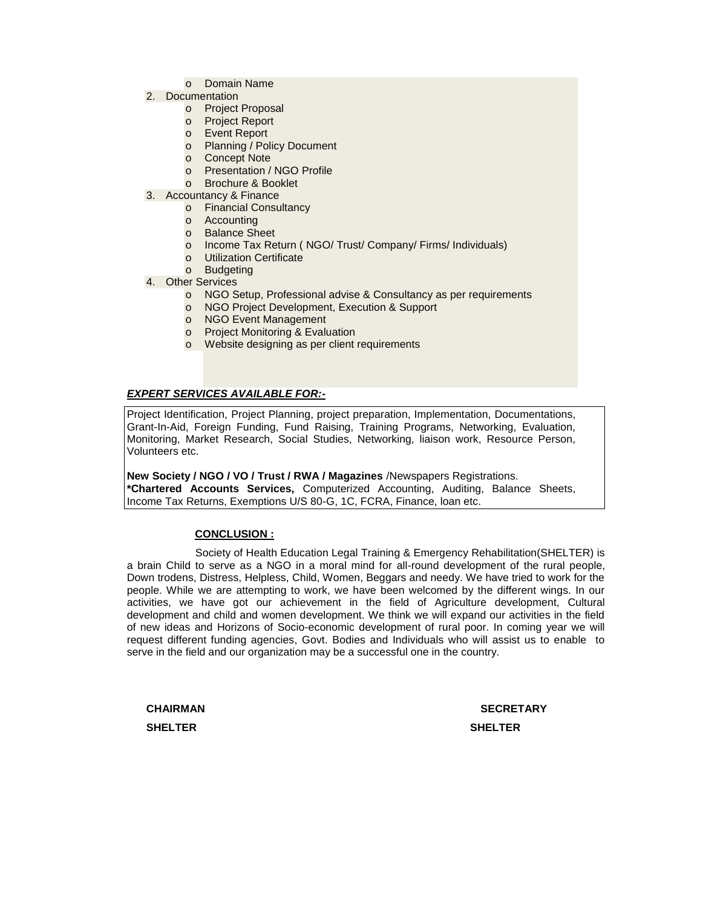- Domain Name

2. Documentation
   - Project Proposal
   - Project Report
   - Event Report
   - Planning / Policy Document
   - Concept Note
   - Presentation / NGO Profile
   - Brochure & Booklet
3. Accountancy & Finance
   - Financial Consultancy
   - Accounting
   - Balance Sheet
   - Income Tax Return ( NGO/ Trust/ Company/ Firms/ Individuals)
   - Utilization Certificate
   - Budgeting
4. Other Services
   - NGO Setup, Professional advise & Consultancy as per requirements
   - NGO Project Development, Execution & Support
   - NGO Event Management
   - Project Monitoring & Evaluation
   - Website designing as per client requirements

***EXPERT SERVICES AVAILABLE FOR:-***

Project Identification, Project Planning, project preparation, Implementation, Documentations, Grant-In-Aid, Foreign Funding, Fund Raising, Training Programs, Networking, Evaluation, Monitoring, Market Research, Social Studies, Networking, liaison work, Resource Person, Volunteers etc.

**New Society / NGO / VO / Trust / RWA / Magazines** /Newspapers Registrations.
**\*Chartered Accounts Services,** Computerized Accounting, Auditing, Balance Sheets, Income Tax Returns, Exemptions U/S 80-G, 1C, FCRA, Finance, loan etc.

**CONCLUSION :**

Society of Health Education Legal Training & Emergency Rehabilitation(SHELTER) is a brain Child to serve as a NGO in a moral mind for all-round development of the rural people, Down trodens, Distress, Helpless, Child, Women, Beggars and needy. We have tried to work for the people. While we are attempting to work, we have been welcomed by the different wings. In our activities, we have got our achievement in the field of Agriculture development, Cultural development and child and women development. We think we will expand our activities in the field of new ideas and Horizons of Socio-economic development of rural poor. In coming year we will request different funding agencies, Govt. Bodies and Individuals who will assist us to enable to serve in the field and our organization may be a successful one in the country.

**CHAIRMAN**
**SHELTER**

**SECRETARY**
**SHELTER**